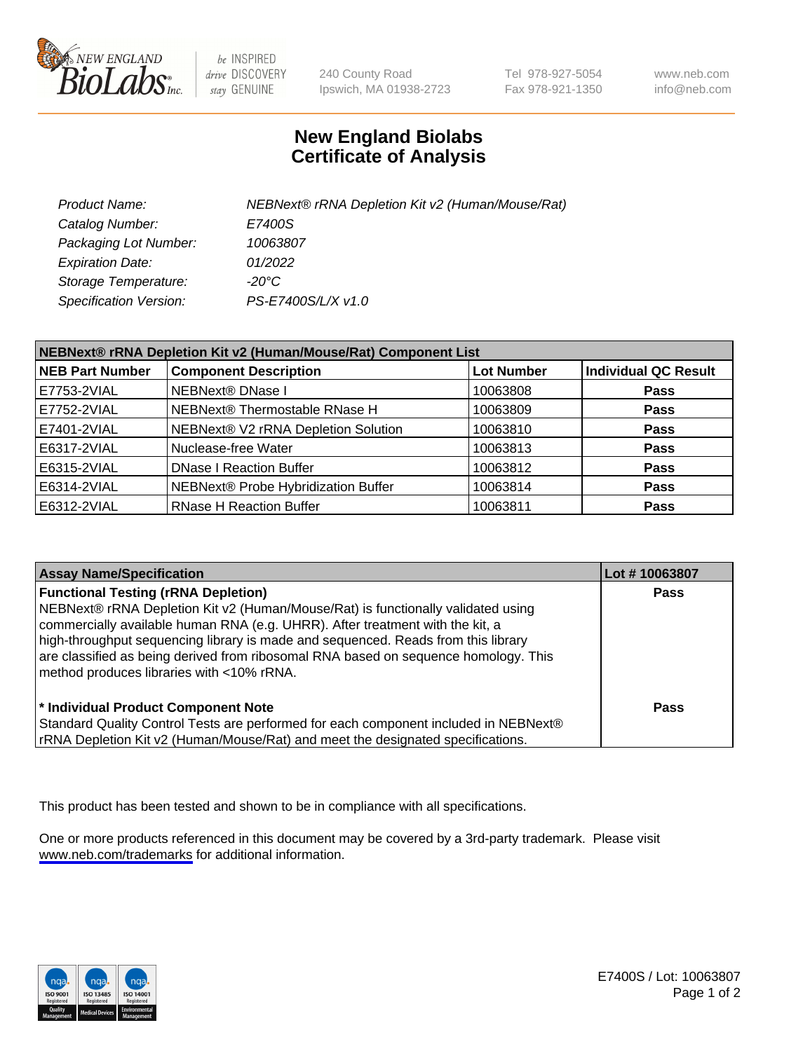# New England Biolabs
# Certificate of Analysis

| | |
|---|---|
| *Product Name:* | *NEBNext® rRNA Depletion Kit v2 (Human/Mouse/Rat)* |
| *Catalog Number:* | *E7400S* |
| *Packaging Lot Number:* | *10063807* |
| *Expiration Date:* | *01/2022* |
| *Storage Temperature:* | *-20°C* |
| *Specification Version:* | *PS-E7400S/L/X v1.0* |

| NEBNext® rRNA Depletion Kit v2 (Human/Mouse/Rat) Component List | | | |
|---|---|---|---|
| **NEB Part Number** | **Component Description** | **Lot Number** | **Individual QC Result** |
| E7753-2VIAL | NEBNext® DNase I | 10063808 | **Pass** |
| E7752-2VIAL | NEBNext® Thermostable RNase H | 10063809 | **Pass** |
| E7401-2VIAL | NEBNext® V2 rRNA Depletion Solution | 10063810 | **Pass** |
| E6317-2VIAL | Nuclease-free Water | 10063813 | **Pass** |
| E6315-2VIAL | DNase I Reaction Buffer | 10063812 | **Pass** |
| E6314-2VIAL | NEBNext® Probe Hybridization Buffer | 10063814 | **Pass** |
| E6312-2VIAL | RNase H Reaction Buffer | 10063811 | **Pass** |

| Assay Name/Specification | Lot # 10063807 |
|---|---|
| **Functional Testing (rRNA Depletion)**<br>NEBNext® rRNA Depletion Kit v2 (Human/Mouse/Rat) is functionally validated using commercially available human RNA (e.g. UHRR). After treatment with the kit, a high-throughput sequencing library is made and sequenced. Reads from this library are classified as being derived from ribosomal RNA based on sequence homology. This method produces libraries with <10% rRNA. | **Pass** |
| **\* Individual Product Component Note**<br>Standard Quality Control Tests are performed for each component included in NEBNext® rRNA Depletion Kit v2 (Human/Mouse/Rat) and meet the designated specifications. | **Pass** |

This product has been tested and shown to be in compliance with all specifications.

One or more products referenced in this document may be covered by a 3rd-party trademark. Please visit www.neb.com/trademarks for additional information.

E7400S / Lot: 10063807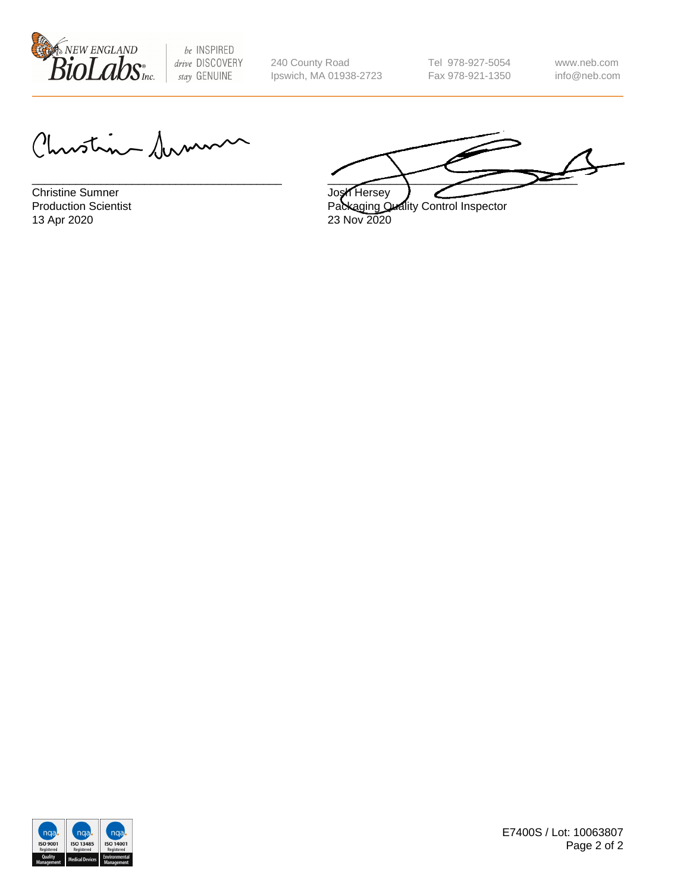Christine Sumner
Production Scientist
13 Apr 2020

Josh Hersey
Packaging Quality Control Inspector
23 Nov 2020

E7400S / Lot: 10063807